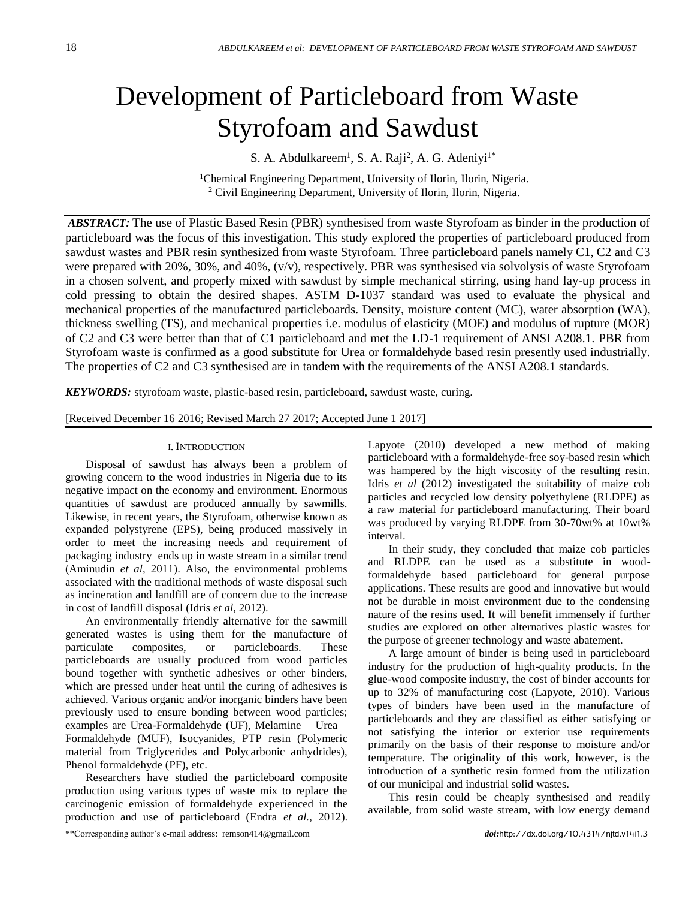# Development of Particleboard from Waste Styrofoam and Sawdust

S. A. Abdulkareem[1], S. A. Raji[2], A. G. Adeniyi[1*]

[1]Chemical Engineering Department, University of Ilorin, Ilorin, Nigeria.
[2] Civil Engineering Department, University of Ilorin, Ilorin, Nigeria.

***ABSTRACT:*** The use of Plastic Based Resin (PBR) synthesised from waste Styrofoam as binder in the production of particleboard was the focus of this investigation. This study explored the properties of particleboard produced from sawdust wastes and PBR resin synthesized from waste Styrofoam. Three particleboard panels namely C1, C2 and C3 were prepared with 20%, 30%, and 40%, (v/v), respectively. PBR was synthesised via solvolysis of waste Styrofoam in a chosen solvent, and properly mixed with sawdust by simple mechanical stirring, using hand lay-up process in cold pressing to obtain the desired shapes. ASTM D-1037 standard was used to evaluate the physical and mechanical properties of the manufactured particleboards. Density, moisture content (MC), water absorption (WA), thickness swelling (TS), and mechanical properties i.e. modulus of elasticity (MOE) and modulus of rupture (MOR) of C2 and C3 were better than that of C1 particleboard and met the LD-1 requirement of ANSI A208.1. PBR from Styrofoam waste is confirmed as a good substitute for Urea or formaldehyde based resin presently used industrially. The properties of C2 and C3 synthesised are in tandem with the requirements of the ANSI A208.1 standards.

***KEYWORDS:*** styrofoam waste, plastic-based resin, particleboard, sawdust waste, curing.

[Received December 16 2016; Revised March 27 2017; Accepted June 1 2017]

## I. Introduction

Disposal of sawdust has always been a problem of growing concern to the wood industries in Nigeria due to its negative impact on the economy and environment. Enormous quantities of sawdust are produced annually by sawmills. Likewise, in recent years, the Styrofoam, otherwise known as expanded polystyrene (EPS), being produced massively in order to meet the increasing needs and requirement of packaging industry ends up in waste stream in a similar trend (Aminudin *et al*, 2011). Also, the environmental problems associated with the traditional methods of waste disposal such as incineration and landfill are of concern due to the increase in cost of landfill disposal (Idris *et al*, 2012).

An environmentally friendly alternative for the sawmill generated wastes is using them for the manufacture of particulate composites, or particleboards. These particleboards are usually produced from wood particles bound together with synthetic adhesives or other binders, which are pressed under heat until the curing of adhesives is achieved. Various organic and/or inorganic binders have been previously used to ensure bonding between wood particles; examples are Urea-Formaldehyde (UF), Melamine – Urea – Formaldehyde (MUF), Isocyanides, PTP resin (Polymeric material from Triglycerides and Polycarbonic anhydrides), Phenol formaldehyde (PF), etc.

Researchers have studied the particleboard composite production using various types of waste mix to replace the carcinogenic emission of formaldehyde experienced in the production and use of particleboard (Endra *et al.,* 2012). Lapyote (2010) developed a new method of making particleboard with a formaldehyde-free soy-based resin which was hampered by the high viscosity of the resulting resin. Idris *et al* (2012) investigated the suitability of maize cob particles and recycled low density polyethylene (RLDPE) as a raw material for particleboard manufacturing. Their board was produced by varying RLDPE from 30-70wt% at 10wt% interval.

In their study, they concluded that maize cob particles and RLDPE can be used as a substitute in wood-formaldehyde based particleboard for general purpose applications. These results are good and innovative but would not be durable in moist environment due to the condensing nature of the resins used. It will benefit immensely if further studies are explored on other alternatives plastic wastes for the purpose of greener technology and waste abatement.

A large amount of binder is being used in particleboard industry for the production of high-quality products. In the glue-wood composite industry, the cost of binder accounts for up to 32% of manufacturing cost (Lapyote, 2010). Various types of binders have been used in the manufacture of particleboards and they are classified as either satisfying or not satisfying the interior or exterior use requirements primarily on the basis of their response to moisture and/or temperature. The originality of this work, however, is the introduction of a synthetic resin formed from the utilization of our municipal and industrial solid wastes.

This resin could be cheaply synthesised and readily available, from solid waste stream, with low energy demand

**Corresponding author's e-mail address: remson414@gmail.com

*doi:*http://dx.doi.org/10.4314/njtd.v14i1.3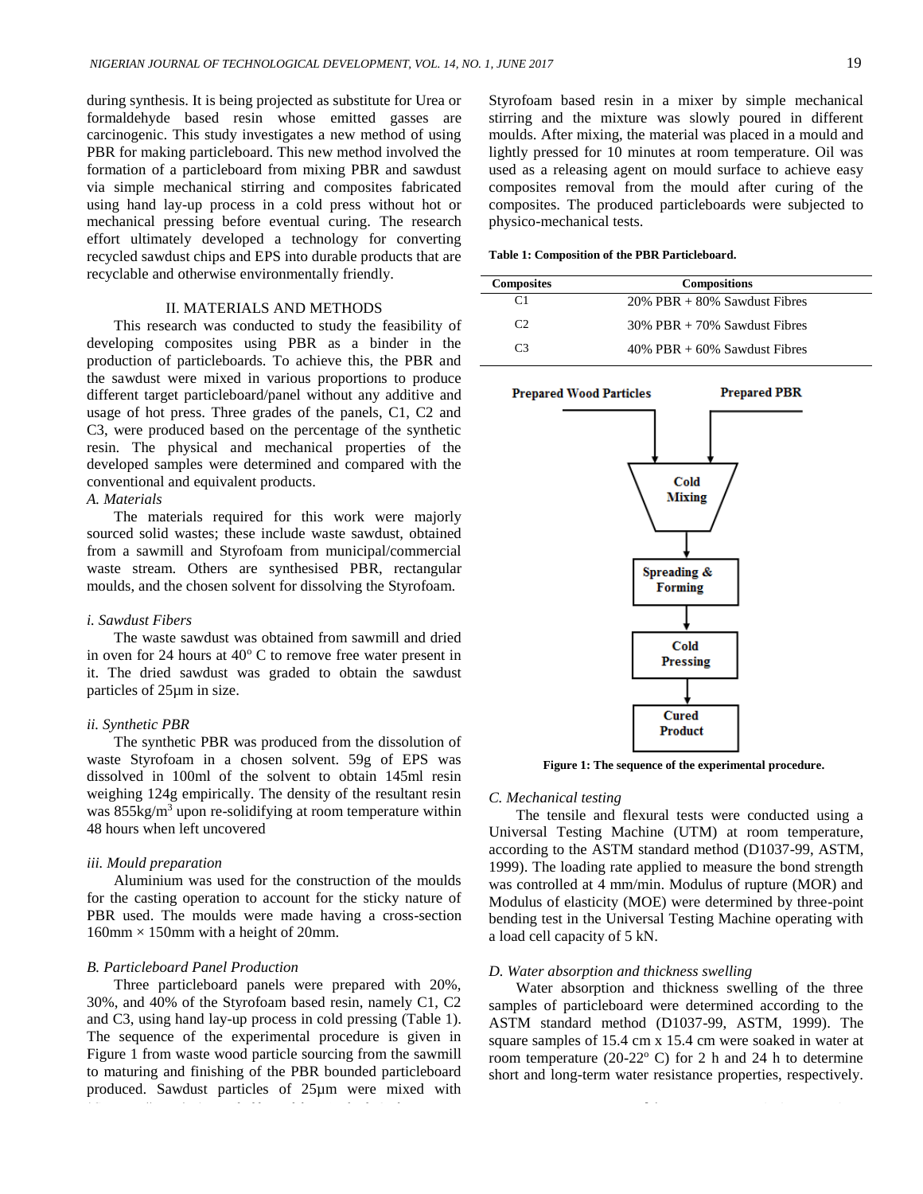during synthesis. It is being projected as substitute for Urea or formaldehyde based resin whose emitted gasses are carcinogenic. This study investigates a new method of using PBR for making particleboard. This new method involved the formation of a particleboard from mixing PBR and sawdust via simple mechanical stirring and composites fabricated using hand lay-up process in a cold press without hot or mechanical pressing before eventual curing. The research effort ultimately developed a technology for converting recycled sawdust chips and EPS into durable products that are recyclable and otherwise environmentally friendly.

## II. MATERIALS AND METHODS

This research was conducted to study the feasibility of developing composites using PBR as a binder in the production of particleboards. To achieve this, the PBR and the sawdust were mixed in various proportions to produce different target particleboard/panel without any additive and usage of hot press. Three grades of the panels, C1, C2 and C3, were produced based on the percentage of the synthetic resin. The physical and mechanical properties of the developed samples were determined and compared with the conventional and equivalent products.

### *A. Materials*

The materials required for this work were majorly sourced solid wastes; these include waste sawdust, obtained from a sawmill and Styrofoam from municipal/commercial waste stream. Others are synthesised PBR, rectangular moulds, and the chosen solvent for dissolving the Styrofoam.

#### *i. Sawdust Fibers*

The waste sawdust was obtained from sawmill and dried in oven for 24 hours at 40$^{o}$ C to remove free water present in it. The dried sawdust was graded to obtain the sawdust particles of 25µm in size.

#### *ii. Synthetic PBR*

The synthetic PBR was produced from the dissolution of waste Styrofoam in a chosen solvent. 59g of EPS was dissolved in 100ml of the solvent to obtain 145ml resin weighing 124g empirically. The density of the resultant resin was 855kg/m$^3$ upon re-solidifying at room temperature within 48 hours when left uncovered

#### *iii. Mould preparation*

Aluminium was used for the construction of the moulds for the casting operation to account for the sticky nature of PBR used. The moulds were made having a cross-section 160mm × 150mm with a height of 20mm.

### *B. Particleboard Panel Production*

Three particleboard panels were prepared with 20%, 30%, and 40% of the Styrofoam based resin, namely C1, C2 and C3, using hand lay-up process in cold pressing (Table 1). The sequence of the experimental procedure is given in Figure 1 from waste wood particle sourcing from the sawmill to maturing and finishing of the PBR bounded particleboard produced. Sawdust particles of 25µm were mixed with Styrofoam based resin in a mixer by simple mechanical stirring and the mixture was slowly poured in different moulds. After mixing, the material was placed in a mould and lightly pressed for 10 minutes at room temperature. Oil was used as a releasing agent on mould surface to achieve easy composites removal from the mould after curing of the composites. The produced particleboards were subjected to physico-mechanical tests.

**Table 1: Composition of the PBR Particleboard.**

| Composites | Compositions |
|---|---|
| C1 | 20% PBR + 80% Sawdust Fibres |
| C2 | 30% PBR + 70% Sawdust Fibres |
| C3 | 40% PBR + 60% Sawdust Fibres |

Prepared Wood Particles → Cold Mixing ← Prepared PBR
Cold Mixing → Spreading & Forming → Cold Pressing → Cured Product

**Figure 1: The sequence of the experimental procedure.**

### *C. Mechanical testing*

The tensile and flexural tests were conducted using a Universal Testing Machine (UTM) at room temperature, according to the ASTM standard method (D1037-99, ASTM, 1999). The loading rate applied to measure the bond strength was controlled at 4 mm/min. Modulus of rupture (MOR) and Modulus of elasticity (MOE) were determined by three-point bending test in the Universal Testing Machine operating with a load cell capacity of 5 kN.

### *D. Water absorption and thickness swelling*

Water absorption and thickness swelling of the three samples of particleboard were determined according to the ASTM standard method (D1037-99, ASTM, 1999). The square samples of 15.4 cm x 15.4 cm were soaked in water at room temperature (20-22$^{o}$ C) for 2 h and 24 h to determine short and long-term water resistance properties, respectively.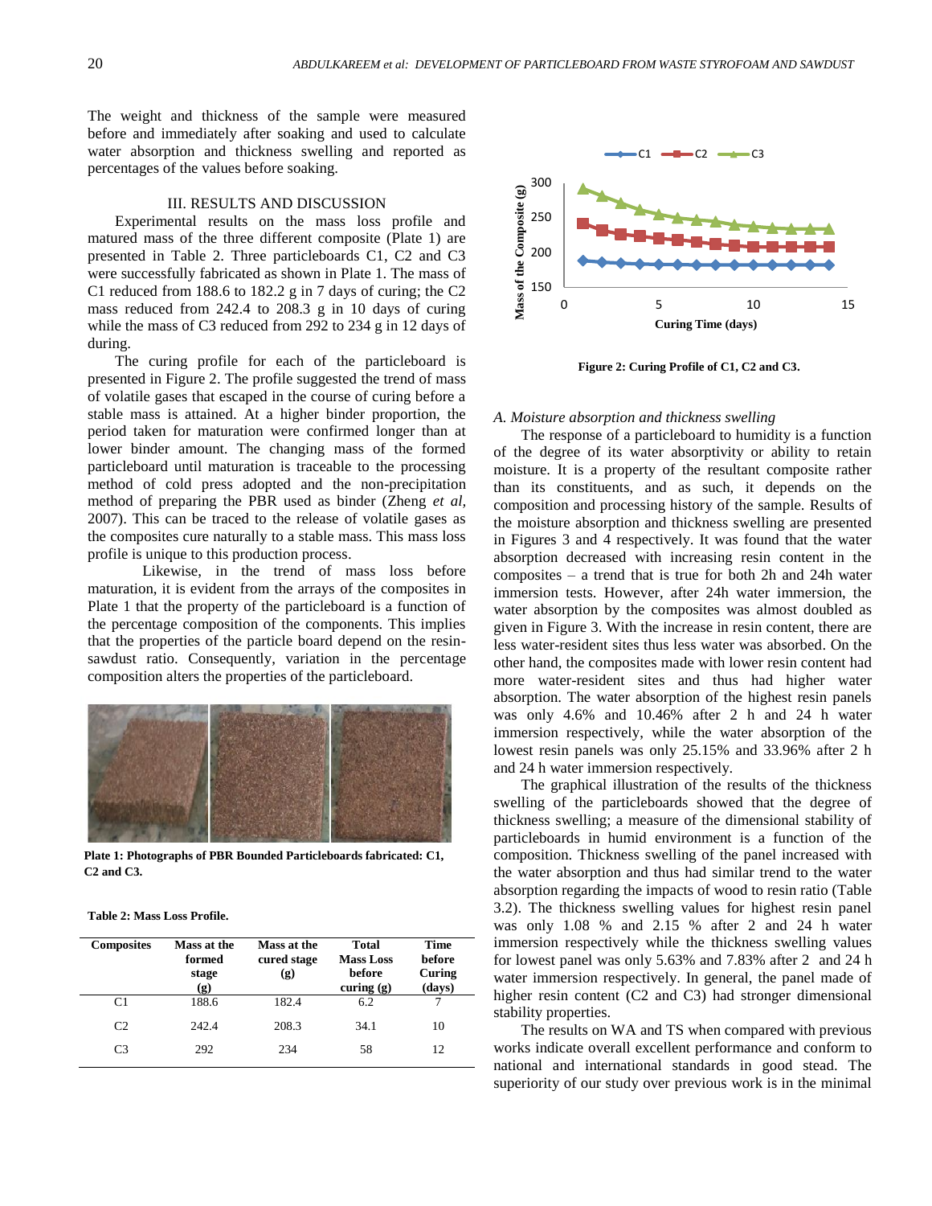The weight and thickness of the sample were measured before and immediately after soaking and used to calculate water absorption and thickness swelling and reported as percentages of the values before soaking.

## III. RESULTS AND DISCUSSION

Experimental results on the mass loss profile and matured mass of the three different composite (Plate 1) are presented in Table 2. Three particleboards C1, C2 and C3 were successfully fabricated as shown in Plate 1. The mass of C1 reduced from 188.6 to 182.2 g in 7 days of curing; the C2 mass reduced from 242.4 to 208.3 g in 10 days of curing while the mass of C3 reduced from 292 to 234 g in 12 days of during.

The curing profile for each of the particleboard is presented in Figure 2. The profile suggested the trend of mass of volatile gases that escaped in the course of curing before a stable mass is attained. At a higher binder proportion, the period taken for maturation were confirmed longer than at lower binder amount. The changing mass of the formed particleboard until maturation is traceable to the processing method of cold press adopted and the non-precipitation method of preparing the PBR used as binder (Zheng *et al,* 2007). This can be traced to the release of volatile gases as the composites cure naturally to a stable mass. This mass loss profile is unique to this production process.

Likewise, in the trend of mass loss before maturation, it is evident from the arrays of the composites in Plate 1 that the property of the particleboard is a function of the percentage composition of the components. This implies that the properties of the particle board depend on the resin-sawdust ratio. Consequently, variation in the percentage composition alters the properties of the particleboard.

**Plate 1: Photographs of PBR Bounded Particleboards fabricated: C1, C2 and C3.**

**Table 2: Mass Loss Profile.**

| Composites | Mass at the formed stage (g) | Mass at the cured stage (g) | Total Mass Loss before curing (g) | Time before Curing (days) |
|---|---|---|---|---|
| C1 | 188.6 | 182.4 | 6.2 | 7 |
| C2 | 242.4 | 208.3 | 34.1 | 10 |
| C3 | 292 | 234 | 58 | 12 |

**Figure 2: Curing Profile of C1, C2 and C3.**

### A. Moisture absorption and thickness swelling

The response of a particleboard to humidity is a function of the degree of its water absorptivity or ability to retain moisture. It is a property of the resultant composite rather than its constituents, and as such, it depends on the composition and processing history of the sample. Results of the moisture absorption and thickness swelling are presented in Figures 3 and 4 respectively. It was found that the water absorption decreased with increasing resin content in the composites – a trend that is true for both 2h and 24h water immersion tests. However, after 24h water immersion, the water absorption by the composites was almost doubled as given in Figure 3. With the increase in resin content, there are less water-resident sites thus less water was absorbed. On the other hand, the composites made with lower resin content had more water-resident sites and thus had higher water absorption. The water absorption of the highest resin panels was only 4.6% and 10.46% after 2 h and 24 h water immersion respectively, while the water absorption of the lowest resin panels was only 25.15% and 33.96% after 2 h and 24 h water immersion respectively.

The graphical illustration of the results of the thickness swelling of the particleboards showed that the degree of thickness swelling; a measure of the dimensional stability of particleboards in humid environment is a function of the composition. Thickness swelling of the panel increased with the water absorption and thus had similar trend to the water absorption regarding the impacts of wood to resin ratio (Table 3.2). The thickness swelling values for highest resin panel was only 1.08 % and 2.15 % after 2 and 24 h water immersion respectively while the thickness swelling values for lowest panel was only 5.63% and 7.83% after 2 and 24 h water immersion respectively. In general, the panel made of higher resin content (C2 and C3) had stronger dimensional stability properties.

The results on WA and TS when compared with previous works indicate overall excellent performance and conform to national and international standards in good stead. The superiority of our study over previous work is in the minimal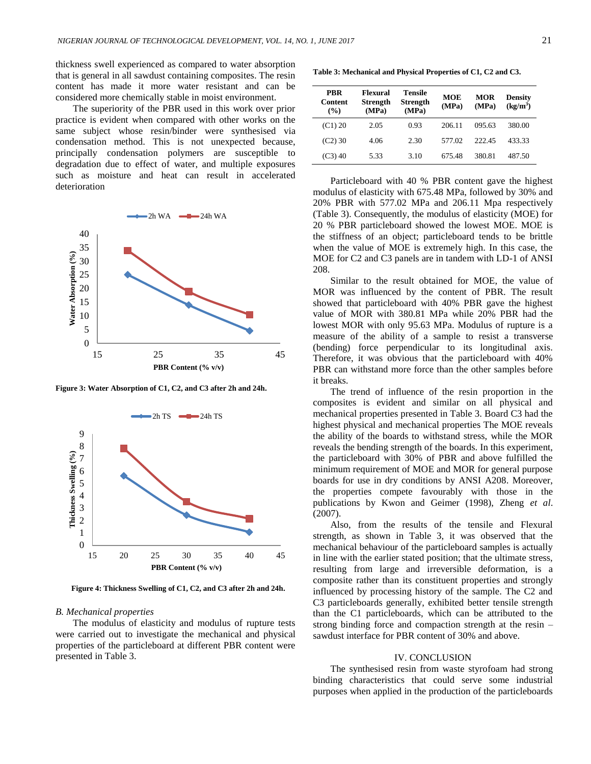thickness swell experienced as compared to water absorption that is general in all sawdust containing composites. The resin content has made it more water resistant and can be considered more chemically stable in moist environment.

The superiority of the PBR used in this work over prior practice is evident when compared with other works on the same subject whose resin/binder were synthesised via condensation method. This is not unexpected because, principally condensation polymers are susceptible to degradation due to effect of water, and multiple exposures such as moisture and heat can result in accelerated deterioration

**Figure 3: Water Absorption of C1, C2, and C3 after 2h and 24h.**

**Figure 4: Thickness Swelling of C1, C2, and C3 after 2h and 24h.**

*B. Mechanical properties*

The modulus of elasticity and modulus of rupture tests were carried out to investigate the mechanical and physical properties of the particleboard at different PBR content were presented in Table 3.

**Table 3: Mechanical and Physical Properties of C1, C2 and C3.**

| PBR Content (%) | Flexural Strength (MPa) | Tensile Strength (MPa) | MOE (MPa) | MOR (MPa) | Density (kg/m$^3$) |
|---|---|---|---|---|---|
| (C1) 20 | 2.05 | 0.93 | 206.11 | 095.63 | 380.00 |
| (C2) 30 | 4.06 | 2.30 | 577.02 | 222.45 | 433.33 |
| (C3) 40 | 5.33 | 3.10 | 675.48 | 380.81 | 487.50 |

Particleboard with 40 % PBR content gave the highest modulus of elasticity with 675.48 MPa, followed by 30% and 20% PBR with 577.02 MPa and 206.11 Mpa respectively (Table 3). Consequently, the modulus of elasticity (MOE) for 20 % PBR particleboard showed the lowest MOE. MOE is the stiffness of an object; particleboard tends to be brittle when the value of MOE is extremely high. In this case, the MOE for C2 and C3 panels are in tandem with LD-1 of ANSI 208.

Similar to the result obtained for MOE, the value of MOR was influenced by the content of PBR. The result showed that particleboard with 40% PBR gave the highest value of MOR with 380.81 MPa while 20% PBR had the lowest MOR with only 95.63 MPa. Modulus of rupture is a measure of the ability of a sample to resist a transverse (bending) force perpendicular to its longitudinal axis. Therefore, it was obvious that the particleboard with 40% PBR can withstand more force than the other samples before it breaks.

The trend of influence of the resin proportion in the composites is evident and similar on all physical and mechanical properties presented in Table 3. Board C3 had the highest physical and mechanical properties The MOE reveals the ability of the boards to withstand stress, while the MOR reveals the bending strength of the boards. In this experiment, the particleboard with 30% of PBR and above fulfilled the minimum requirement of MOE and MOR for general purpose boards for use in dry conditions by ANSI A208. Moreover, the properties compete favourably with those in the publications by Kwon and Geimer (1998), Zheng *et al.* (2007).

Also, from the results of the tensile and Flexural strength, as shown in Table 3, it was observed that the mechanical behaviour of the particleboard samples is actually in line with the earlier stated position; that the ultimate stress, resulting from large and irreversible deformation, is a composite rather than its constituent properties and strongly influenced by processing history of the sample. The C2 and C3 particleboards generally, exhibited better tensile strength than the C1 particleboards, which can be attributed to the strong binding force and compaction strength at the resin – sawdust interface for PBR content of 30% and above.

## IV. CONCLUSION

The synthesised resin from waste styrofoam had strong binding characteristics that could serve some industrial purposes when applied in the production of the particleboards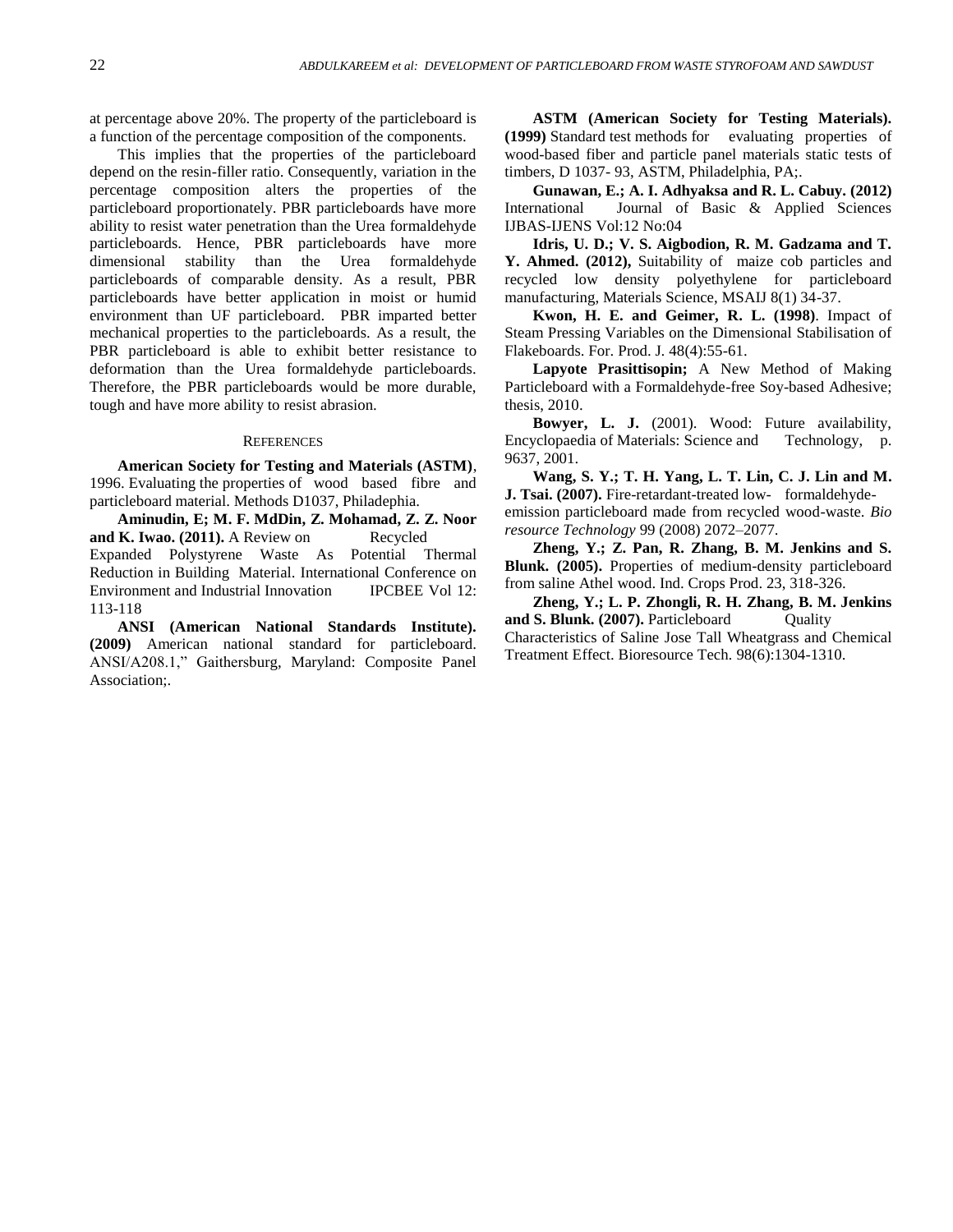at percentage above 20%. The property of the particleboard is a function of the percentage composition of the components.

This implies that the properties of the particleboard depend on the resin-filler ratio. Consequently, variation in the percentage composition alters the properties of the particleboard proportionately. PBR particleboards have more ability to resist water penetration than the Urea formaldehyde particleboards. Hence, PBR particleboards have more dimensional stability than the Urea formaldehyde particleboards of comparable density. As a result, PBR particleboards have better application in moist or humid environment than UF particleboard. PBR imparted better mechanical properties to the particleboards. As a result, the PBR particleboard is able to exhibit better resistance to deformation than the Urea formaldehyde particleboards. Therefore, the PBR particleboards would be more durable, tough and have more ability to resist abrasion.

## References

**American Society for Testing and Materials (ASTM)**, 1996. Evaluating the properties of wood based fibre and particleboard material. Methods D1037, Philadephia.

**Aminudin, E; M. F. MdDin, Z. Mohamad, Z. Z. Noor and K. Iwao. (2011).** A Review on Recycled Expanded Polystyrene Waste As Potential Thermal Reduction in Building Material. International Conference on Environment and Industrial Innovation IPCBEE Vol 12: 113-118

**ANSI (American National Standards Institute). (2009)** American national standard for particleboard. ANSI/A208.1," Gaithersburg, Maryland: Composite Panel Association;.

**ASTM (American Society for Testing Materials). (1999)** Standard test methods for evaluating properties of wood-based fiber and particle panel materials static tests of timbers, D 1037- 93, ASTM, Philadelphia, PA;.

**Gunawan, E.; A. I. Adhyaksa and R. L. Cabuy. (2012)** International Journal of Basic & Applied Sciences IJBAS-IJENS Vol:12 No:04

**Idris, U. D.; V. S. Aigbodion, R. M. Gadzama and T. Y. Ahmed. (2012),** Suitability of maize cob particles and recycled low density polyethylene for particleboard manufacturing, Materials Science, MSAIJ 8(1) 34-37.

**Kwon, H. E. and Geimer, R. L. (1998)**. Impact of Steam Pressing Variables on the Dimensional Stabilisation of Flakeboards. For. Prod. J. 48(4):55-61.

**Lapyote Prasittisopin;** A New Method of Making Particleboard with a Formaldehyde-free Soy-based Adhesive; thesis, 2010.

**Bowyer, L. J.** (2001). Wood: Future availability, Encyclopaedia of Materials: Science and Technology, p. 9637, 2001.

**Wang, S. Y.; T. H. Yang, L. T. Lin, C. J. Lin and M. J. Tsai. (2007).** Fire-retardant-treated low- formaldehyde-emission particleboard made from recycled wood-waste. *Bio resource Technology* 99 (2008) 2072–2077.

**Zheng, Y.; Z. Pan, R. Zhang, B. M. Jenkins and S. Blunk. (2005).** Properties of medium-density particleboard from saline Athel wood. Ind. Crops Prod. 23, 318-326.

**Zheng, Y.; L. P. Zhongli, R. H. Zhang, B. M. Jenkins and S. Blunk. (2007).** Particleboard Quality Characteristics of Saline Jose Tall Wheatgrass and Chemical Treatment Effect. Bioresource Tech. 98(6):1304-1310.